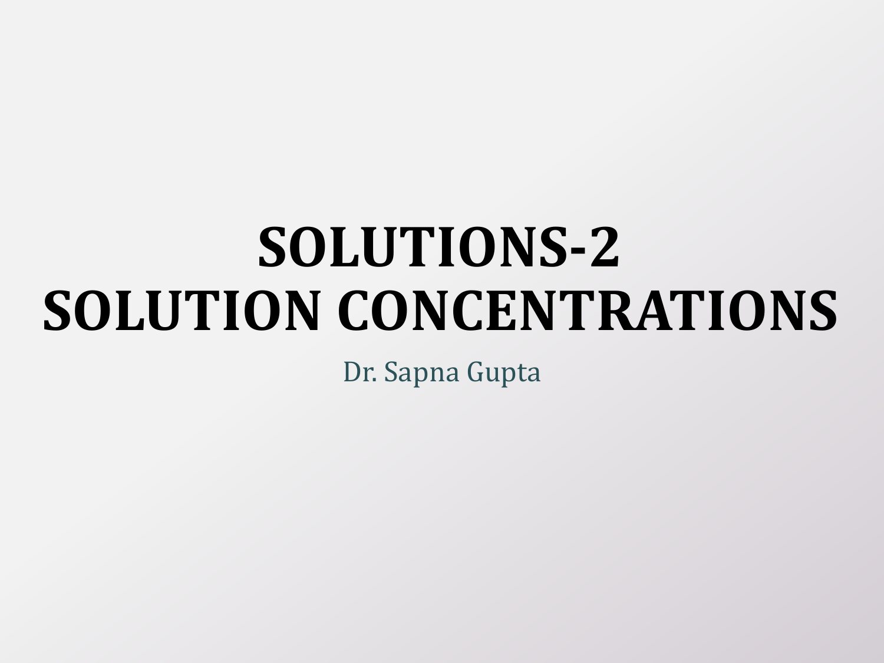# SOLUTIONS-2
# SOLUTION CONCENTRATIONS

Dr. Sapna Gupta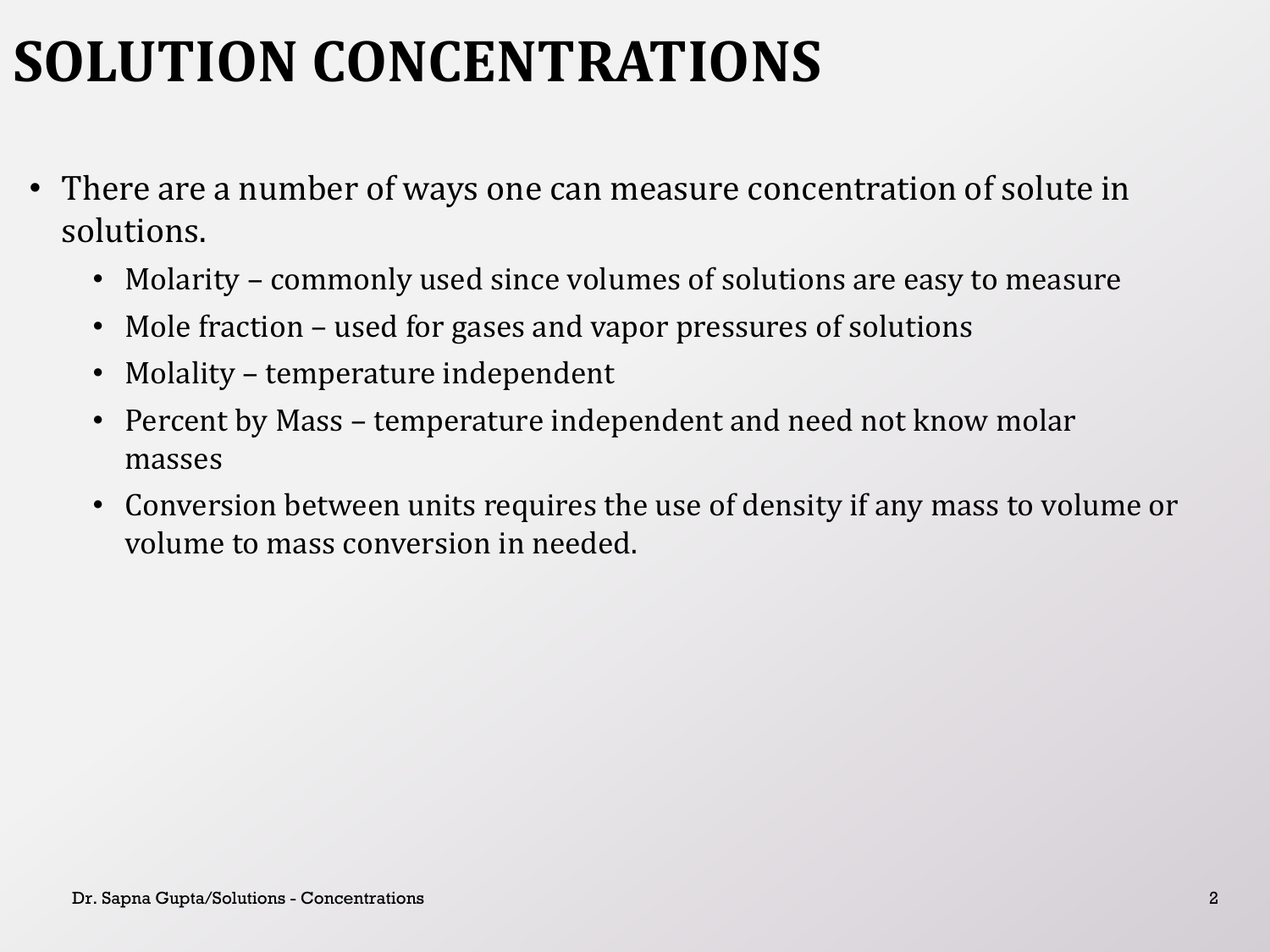# SOLUTION CONCENTRATIONS

- There are a number of ways one can measure concentration of solute in solutions.
  - Molarity – commonly used since volumes of solutions are easy to measure
  - Mole fraction – used for gases and vapor pressures of solutions
  - Molality – temperature independent
  - Percent by Mass – temperature independent and need not know molar masses
  - Conversion between units requires the use of density if any mass to volume or volume to mass conversion in needed.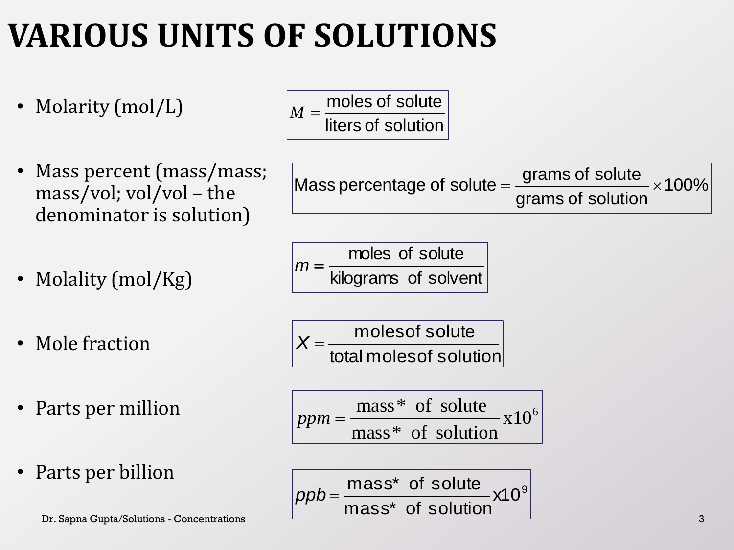# VARIOUS UNITS OF SOLUTIONS

- Molarity (mol/L)

$$M = \frac{\text{moles of solute}}{\text{liters of solution}}$$

- Mass percent (mass/mass; mass/vol; vol/vol – the denominator is solution)

$$\text{Mass percentage of solute} = \frac{\text{grams of solute}}{\text{grams of solution}} \times 100\%$$

- Molality (mol/Kg)

$$m = \frac{\text{moles of solute}}{\text{kilograms of solvent}}$$

- Mole fraction

$$X = \frac{\text{moles of solute}}{\text{total moles of solution}}$$

- Parts per million

$$ppm = \frac{\text{mass* of solute}}{\text{mass* of solution}} \text{x} 10^{6}$$

- Parts per billion

$$ppb = \frac{\text{mass* of solute}}{\text{mass* of solution}} \text{x} 10^{9}$$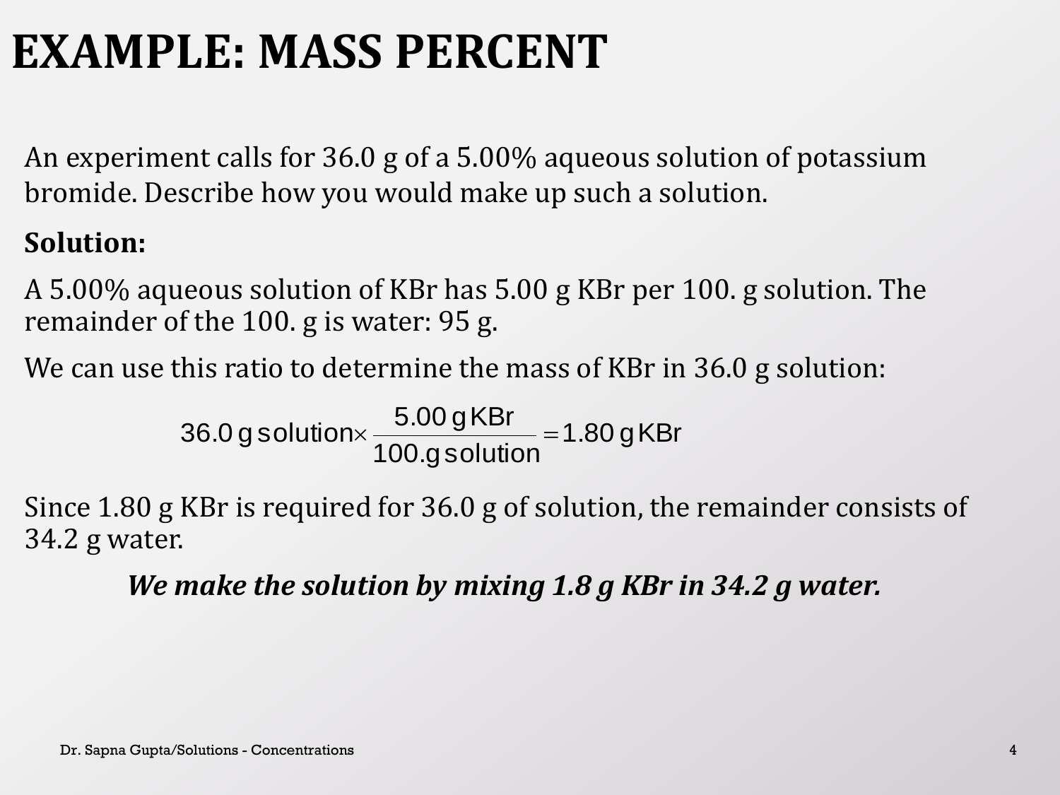# EXAMPLE: MASS PERCENT

An experiment calls for 36.0 g of a 5.00% aqueous solution of potassium bromide. Describe how you would make up such a solution.

**Solution:**

A 5.00% aqueous solution of KBr has 5.00 g KBr per 100. g solution. The remainder of the 100. g is water: 95 g.

We can use this ratio to determine the mass of KBr in 36.0 g solution:

$$36.0\ \text{g solution} \times \frac{5.00\ \text{g KBr}}{100.\text{g solution}} = 1.80\ \text{g KBr}$$

Since 1.80 g KBr is required for 36.0 g of solution, the remainder consists of 34.2 g water.

***We make the solution by mixing 1.8 g KBr in 34.2 g water.***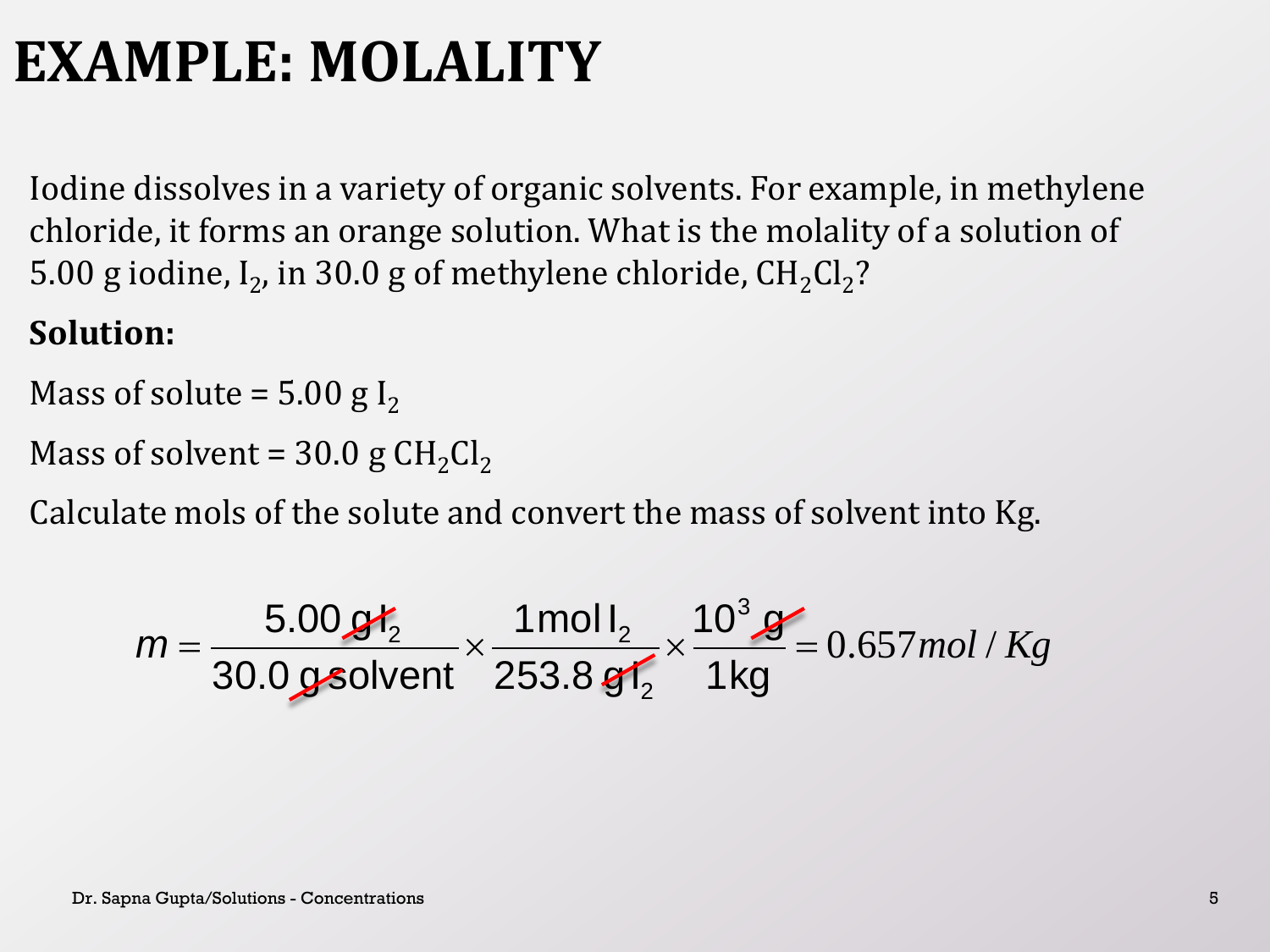# EXAMPLE: MOLALITY

Iodine dissolves in a variety of organic solvents. For example, in methylene chloride, it forms an orange solution. What is the molality of a solution of 5.00 g iodine, $I_2$, in 30.0 g of methylene chloride, $CH_2Cl_2$?

**Solution:**

Mass of solute = 5.00 g $I_2$

Mass of solvent = 30.0 g $CH_2Cl_2$

Calculate mols of the solute and convert the mass of solvent into Kg.

$$m = \frac{5.00 \text{ g } I_2}{30.0 \text{ g solvent}} \times \frac{1 \text{ mol } I_2}{253.8 \text{ g } I_2} \times \frac{10^3 \text{ g}}{1 \text{kg}} = 0.657 \, mol / Kg$$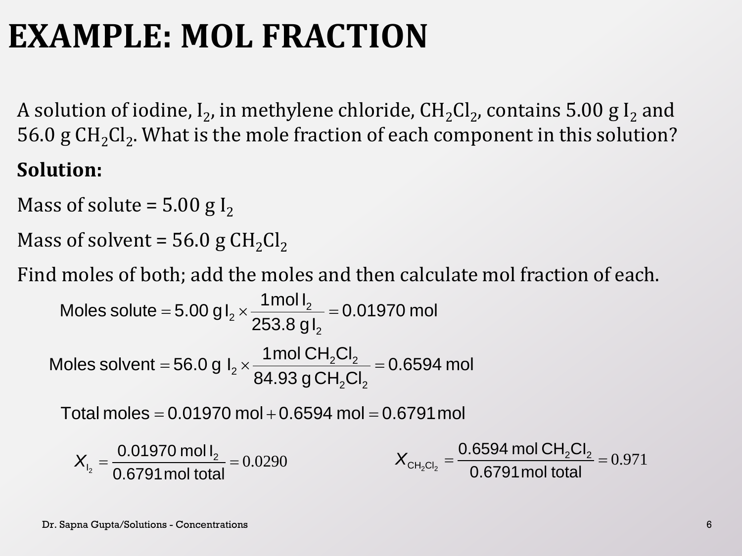# EXAMPLE: MOL FRACTION

A solution of iodine, $I_2$, in methylene chloride, $CH_2Cl_2$, contains 5.00 g $I_2$ and 56.0 g $CH_2Cl_2$. What is the mole fraction of each component in this solution?

**Solution:**

Mass of solute = 5.00 g $I_2$

Mass of solvent = 56.0 g $CH_2Cl_2$

Find moles of both; add the moles and then calculate mol fraction of each.

$$\text{Moles solute} = 5.00\ \text{g}\ I_2 \times \frac{1\ \text{mol}\ I_2}{253.8\ \text{g}\ I_2} = 0.01970\ \text{mol}$$

$$\text{Moles solvent} = 56.0\ \text{g}\ I_2 \times \frac{1\ \text{mol}\ CH_2Cl_2}{84.93\ \text{g}\ CH_2Cl_2} = 0.6594\ \text{mol}$$

$$\text{Total moles} = 0.01970\ \text{mol} + 0.6594\ \text{mol} = 0.6791\ \text{mol}$$

$$X_{I_2} = \frac{0.01970\ \text{mol}\ I_2}{0.6791\ \text{mol total}} = 0.0290$$

$$X_{CH_2Cl_2} = \frac{0.6594\ \text{mol}\ CH_2Cl_2}{0.6791\ \text{mol total}} = 0.971$$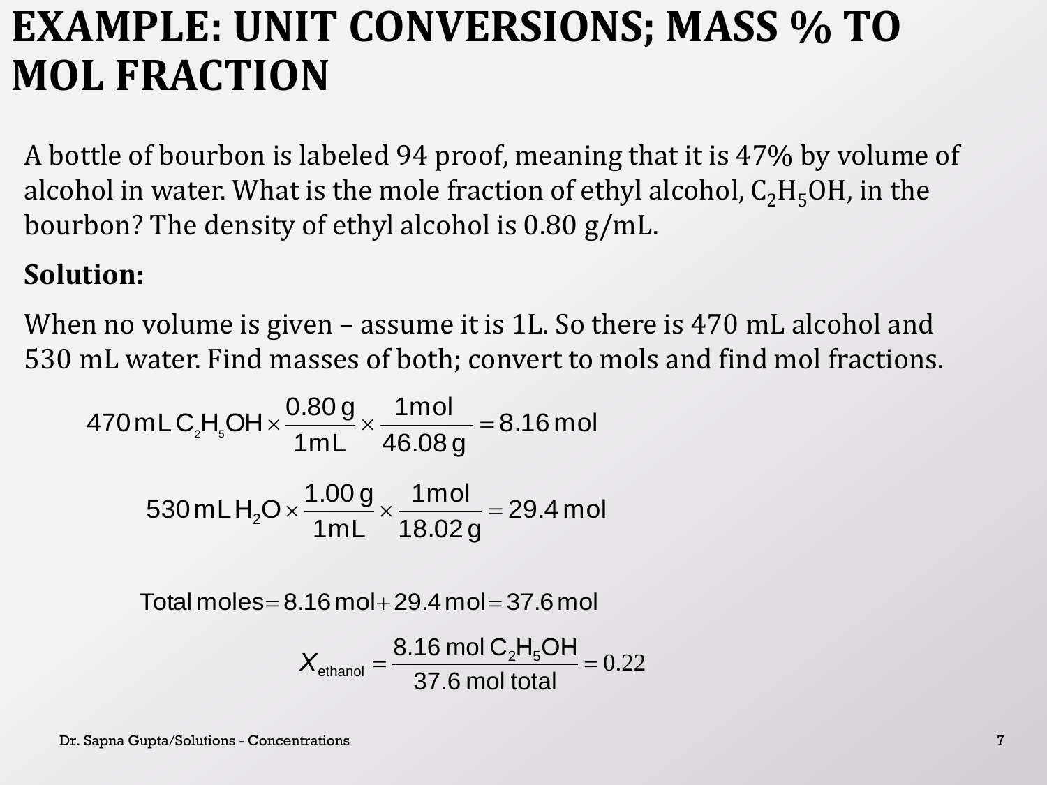# EXAMPLE: UNIT CONVERSIONS; MASS % TO MOL FRACTION

A bottle of bourbon is labeled 94 proof, meaning that it is 47% by volume of alcohol in water. What is the mole fraction of ethyl alcohol, $C_2H_5OH$, in the bourbon? The density of ethyl alcohol is 0.80 g/mL.

**Solution:**

When no volume is given – assume it is 1L. So there is 470 mL alcohol and 530 mL water. Find masses of both; convert to mols and find mol fractions.

$$470\,\text{mL}\,C_2H_5OH \times \frac{0.80\,\text{g}}{1\text{mL}} \times \frac{1\text{mol}}{46.08\,\text{g}} = 8.16\,\text{mol}$$

$$530\,\text{mL}\,H_2O \times \frac{1.00\,\text{g}}{1\text{mL}} \times \frac{1\text{mol}}{18.02\,\text{g}} = 29.4\,\text{mol}$$

$$\text{Total moles} = 8.16\,\text{mol} + 29.4\,\text{mol} = 37.6\,\text{mol}$$

$$X_{\text{ethanol}} = \frac{8.16\text{ mol } C_2H_5OH}{37.6\text{ mol total}} = 0.22$$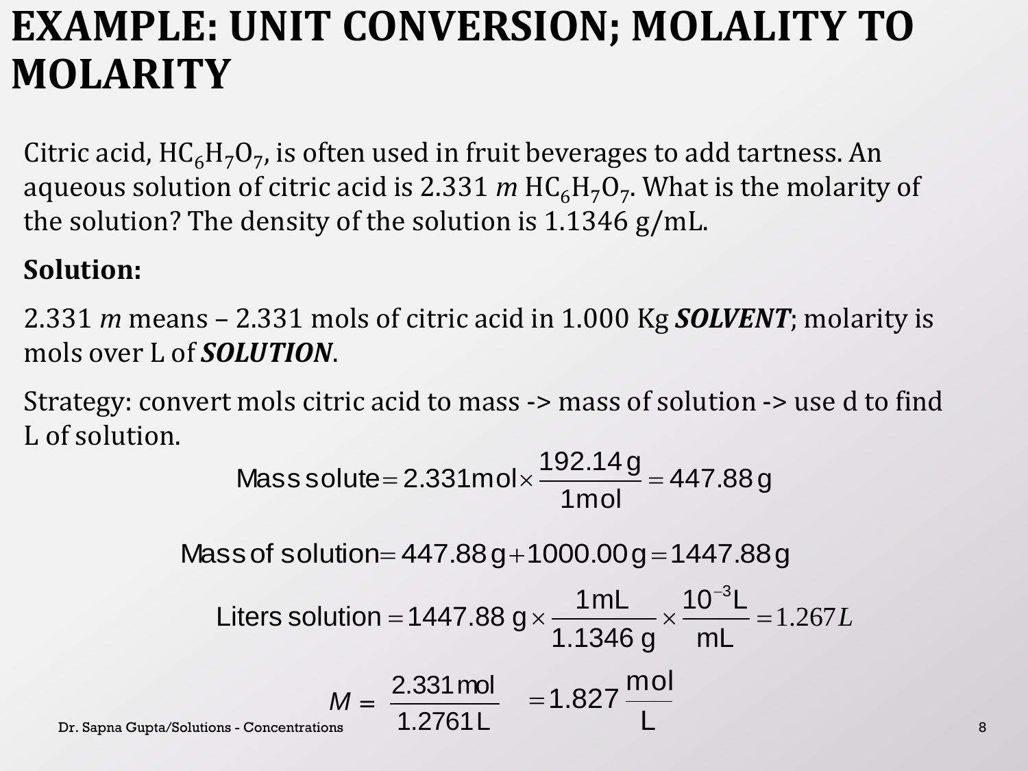# EXAMPLE: UNIT CONVERSION; MOLALITY TO MOLARITY

Citric acid, $HC_6H_7O_7$, is often used in fruit beverages to add tartness. An aqueous solution of citric acid is 2.331 *m* $HC_6H_7O_7$. What is the molarity of the solution? The density of the solution is 1.1346 g/mL.

**Solution:**

2.331 *m* means – 2.331 mols of citric acid in 1.000 Kg ***SOLVENT***; molarity is mols over L of ***SOLUTION***.

Strategy: convert mols citric acid to mass -> mass of solution -> use d to find L of solution.

$$\text{Mass solute} = 2.331\,\text{mol} \times \frac{192.14\,\text{g}}{1\,\text{mol}} = 447.88\,\text{g}$$

$$\text{Mass of solution} = 447.88\,\text{g} + 1000.00\,\text{g} = 1447.88\,\text{g}$$

$$\text{Liters solution} = 1447.88\,\text{g} \times \frac{1\,\text{mL}}{1.1346\,\text{g}} \times \frac{10^{-3}\,\text{L}}{\text{mL}} = 1.267\,L$$

$$M = \frac{2.331\,\text{mol}}{1.2761\,\text{L}} = 1.827\,\frac{\text{mol}}{\text{L}}$$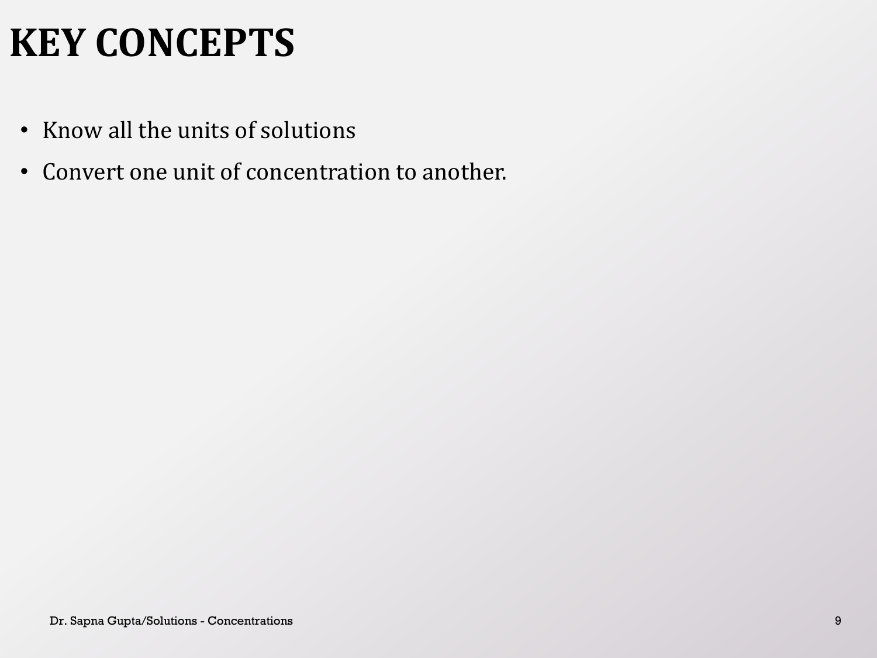# KEY CONCEPTS

- Know all the units of solutions
- Convert one unit of concentration to another.